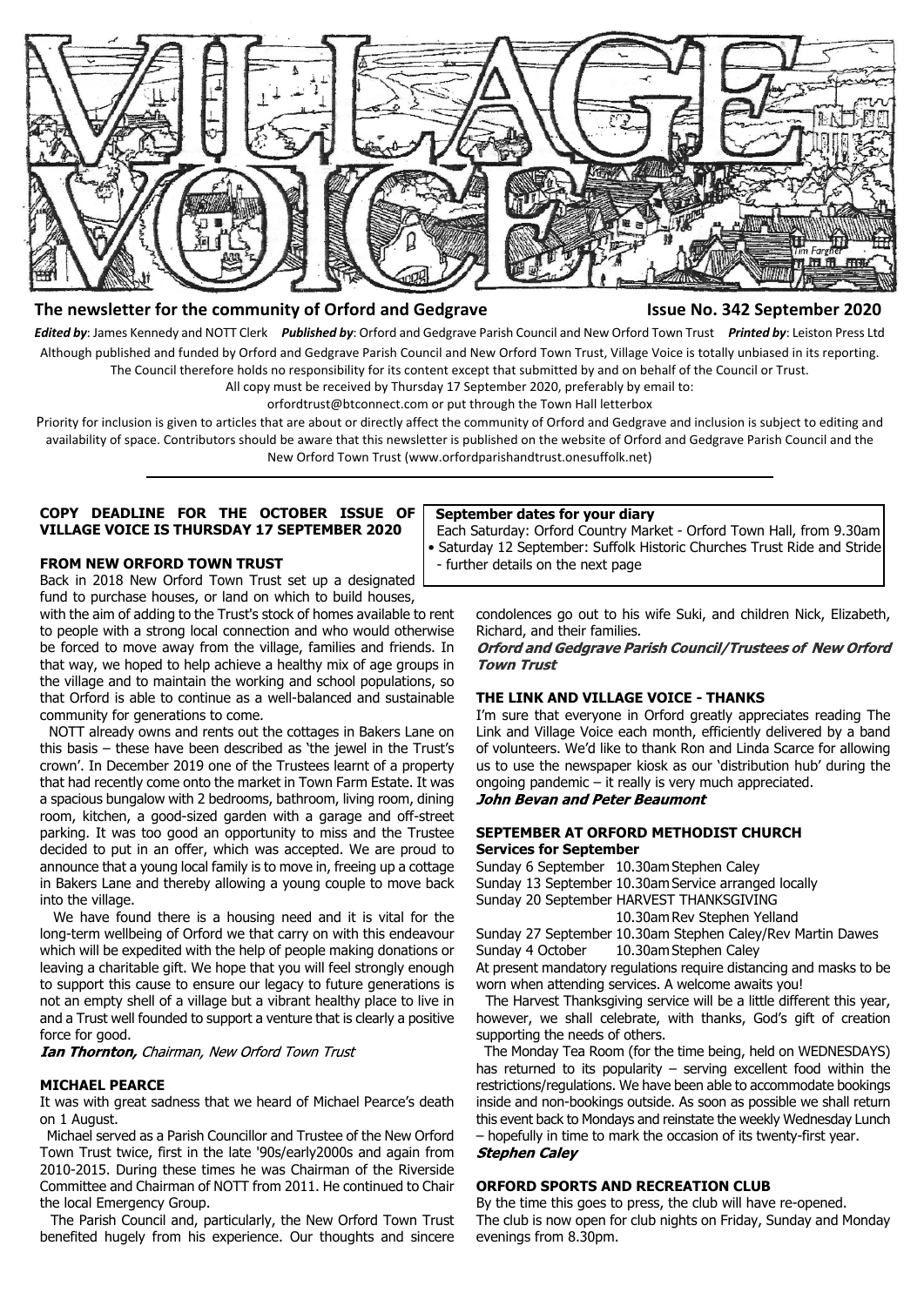# VILLAGE VOICE

**The newsletter for the community of Orford and Gedgrave** **Issue No. 342 September 2020**

***Edited by***: James Kennedy and NOTT Clerk ***Published by***: Orford and Gedgrave Parish Council and New Orford Town Trust ***Printed by***: Leiston Press Ltd

Although published and funded by Orford and Gedgrave Parish Council and New Orford Town Trust, Village Voice is totally unbiased in its reporting. The Council therefore holds no responsibility for its content except that submitted by and on behalf of the Council or Trust.

All copy must be received by Thursday 17 September 2020, preferably by email to:
orfordtrust@btconnect.com or put through the Town Hall letterbox

Priority for inclusion is given to articles that are about or directly affect the community of Orford and Gedgrave and inclusion is subject to editing and availability of space. Contributors should be aware that this newsletter is published on the website of Orford and Gedgrave Parish Council and the New Orford Town Trust (www.orfordparishandtrust.onesuffolk.net)

**COPY DEADLINE FOR THE OCTOBER ISSUE OF VILLAGE VOICE IS THURSDAY 17 SEPTEMBER 2020**

**September dates for your diary**

Each Saturday: Orford Country Market - Orford Town Hall, from 9.30am

- Saturday 12 September: Suffolk Historic Churches Trust Ride and Stride - further details on the next page

### FROM NEW ORFORD TOWN TRUST

Back in 2018 New Orford Town Trust set up a designated fund to purchase houses, or land on which to build houses, with the aim of adding to the Trust's stock of homes available to rent to people with a strong local connection and who would otherwise be forced to move away from the village, families and friends. In that way, we hoped to help achieve a healthy mix of age groups in the village and to maintain the working and school populations, so that Orford is able to continue as a well-balanced and sustainable community for generations to come.

NOTT already owns and rents out the cottages in Bakers Lane on this basis – these have been described as 'the jewel in the Trust's crown'. In December 2019 one of the Trustees learnt of a property that had recently come onto the market in Town Farm Estate. It was a spacious bungalow with 2 bedrooms, bathroom, living room, dining room, kitchen, a good-sized garden with a garage and off-street parking. It was too good an opportunity to miss and the Trustee decided to put in an offer, which was accepted. We are proud to announce that a young local family is to move in, freeing up a cottage in Bakers Lane and thereby allowing a young couple to move back into the village.

We have found there is a housing need and it is vital for the long-term wellbeing of Orford we that carry on with this endeavour which will be expedited with the help of people making donations or leaving a charitable gift. We hope that you will feel strongly enough to support this cause to ensure our legacy to future generations is not an empty shell of a village but a vibrant healthy place to live in and a Trust well founded to support a venture that is clearly a positive force for good.

***Ian Thornton,*** *Chairman, New Orford Town Trust*

### MICHAEL PEARCE

It was with great sadness that we heard of Michael Pearce's death on 1 August.

Michael served as a Parish Councillor and Trustee of the New Orford Town Trust twice, first in the late '90s/early2000s and again from 2010-2015. During these times he was Chairman of the Riverside Committee and Chairman of NOTT from 2011. He continued to Chair the local Emergency Group.

The Parish Council and, particularly, the New Orford Town Trust benefited hugely from his experience. Our thoughts and sincere condolences go out to his wife Suki, and children Nick, Elizabeth, Richard, and their families.

***Orford and Gedgrave Parish Council/Trustees of New Orford Town Trust***

### THE LINK AND VILLAGE VOICE - THANKS

I'm sure that everyone in Orford greatly appreciates reading The Link and Village Voice each month, efficiently delivered by a band of volunteers. We'd like to thank Ron and Linda Scarce for allowing us to use the newspaper kiosk as our 'distribution hub' during the ongoing pandemic – it really is very much appreciated.

***John Bevan and Peter Beaumont***

### SEPTEMBER AT ORFORD METHODIST CHURCH

**Services for September**

Sunday 6 September 10.30am Stephen Caley
Sunday 13 September 10.30am Service arranged locally
Sunday 20 September HARVEST THANKSGIVING
10.30am Rev Stephen Yelland
Sunday 27 September 10.30am Stephen Caley/Rev Martin Dawes
Sunday 4 October 10.30am Stephen Caley

At present mandatory regulations require distancing and masks to be worn when attending services. A welcome awaits you!

The Harvest Thanksgiving service will be a little different this year, however, we shall celebrate, with thanks, God's gift of creation supporting the needs of others.

The Monday Tea Room (for the time being, held on WEDNESDAYS) has returned to its popularity – serving excellent food within the restrictions/regulations. We have been able to accommodate bookings inside and non-bookings outside. As soon as possible we shall return this event back to Mondays and reinstate the weekly Wednesday Lunch – hopefully in time to mark the occasion of its twenty-first year.

***Stephen Caley***

### ORFORD SPORTS AND RECREATION CLUB

By the time this goes to press, the club will have re-opened. The club is now open for club nights on Friday, Sunday and Monday evenings from 8.30pm.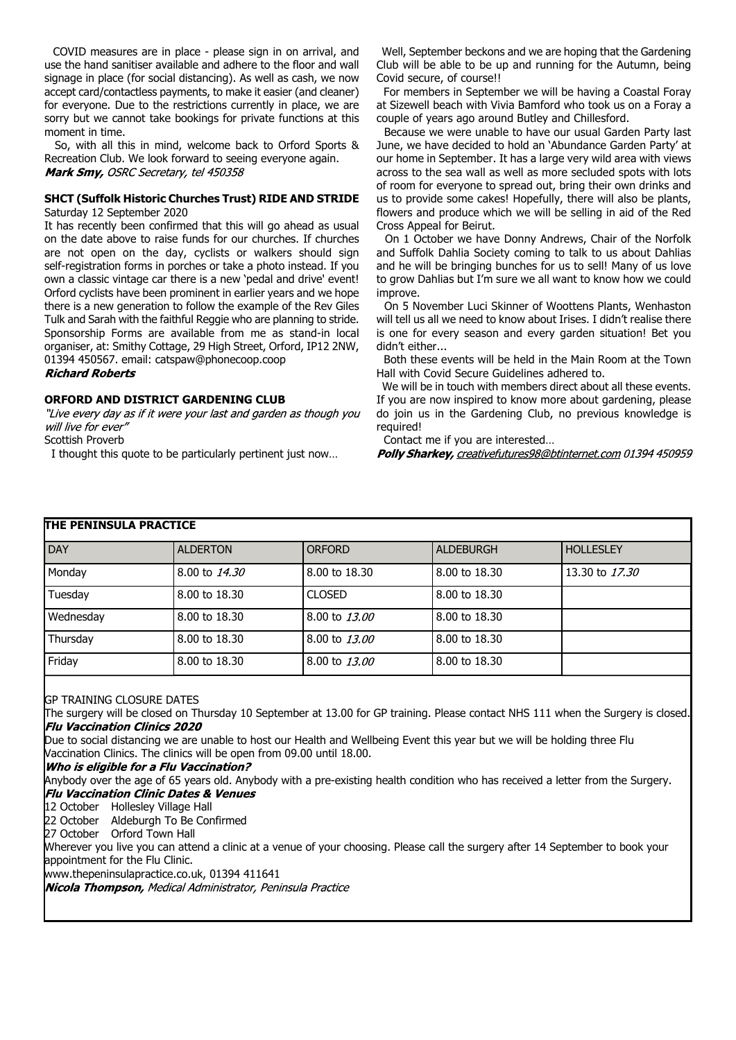COVID measures are in place - please sign in on arrival, and use the hand sanitiser available and adhere to the floor and wall signage in place (for social distancing). As well as cash, we now accept card/contactless payments, to make it easier (and cleaner) for everyone. Due to the restrictions currently in place, we are sorry but we cannot take bookings for private functions at this moment in time.

So, with all this in mind, welcome back to Orford Sports & Recreation Club. We look forward to seeing everyone again.

***Mark Smy,*** *OSRC Secretary, tel 450358*

### SHCT (Suffolk Historic Churches Trust) RIDE AND STRIDE

Saturday 12 September 2020

It has recently been confirmed that this will go ahead as usual on the date above to raise funds for our churches. If churches are not open on the day, cyclists or walkers should sign self-registration forms in porches or take a photo instead. If you own a classic vintage car there is a new 'pedal and drive' event! Orford cyclists have been prominent in earlier years and we hope there is a new generation to follow the example of the Rev Giles Tulk and Sarah with the faithful Reggie who are planning to stride. Sponsorship Forms are available from me as stand-in local organiser, at: Smithy Cottage, 29 High Street, Orford, IP12 2NW, 01394 450567. email: catspaw@phonecoop.coop

***Richard Roberts***

### ORFORD AND DISTRICT GARDENING CLUB

*"Live every day as if it were your last and garden as though you will live for ever"*

Scottish Proverb

I thought this quote to be particularly pertinent just now…

Well, September beckons and we are hoping that the Gardening Club will be able to be up and running for the Autumn, being Covid secure, of course!!

For members in September we will be having a Coastal Foray at Sizewell beach with Vivia Bamford who took us on a Foray a couple of years ago around Butley and Chillesford.

Because we were unable to have our usual Garden Party last June, we have decided to hold an 'Abundance Garden Party' at our home in September. It has a large very wild area with views across to the sea wall as well as more secluded spots with lots of room for everyone to spread out, bring their own drinks and us to provide some cakes! Hopefully, there will also be plants, flowers and produce which we will be selling in aid of the Red Cross Appeal for Beirut.

On 1 October we have Donny Andrews, Chair of the Norfolk and Suffolk Dahlia Society coming to talk to us about Dahlias and he will be bringing bunches for us to sell! Many of us love to grow Dahlias but I'm sure we all want to know how we could improve.

On 5 November Luci Skinner of Woottens Plants, Wenhaston will tell us all we need to know about Irises. I didn't realise there is one for every season and every garden situation! Bet you didn't either...

Both these events will be held in the Main Room at the Town Hall with Covid Secure Guidelines adhered to.

We will be in touch with members direct about all these events. If you are now inspired to know more about gardening, please do join us in the Gardening Club, no previous knowledge is required!

Contact me if you are interested…

***Polly Sharkey,*** *creativefutures98@btinternet.com 01394 450959*

### THE PENINSULA PRACTICE

| DAY | ALDERTON | ORFORD | ALDEBURGH | HOLLESLEY |
|---|---|---|---|---|
| Monday | 8.00 to *14.30* | 8.00 to 18.30 | 8.00 to 18.30 | 13.30 to *17.30* |
| Tuesday | 8.00 to 18.30 | CLOSED | 8.00 to 18.30 | |
| Wednesday | 8.00 to 18.30 | 8.00 to *13.00* | 8.00 to 18.30 | |
| Thursday | 8.00 to 18.30 | 8.00 to *13.00* | 8.00 to 18.30 | |
| Friday | 8.00 to 18.30 | 8.00 to *13.00* | 8.00 to 18.30 | |

GP TRAINING CLOSURE DATES

The surgery will be closed on Thursday 10 September at 13.00 for GP training. Please contact NHS 111 when the Surgery is closed.

***Flu Vaccination Clinics 2020***

Due to social distancing we are unable to host our Health and Wellbeing Event this year but we will be holding three Flu Vaccination Clinics. The clinics will be open from 09.00 until 18.00.

***Who is eligible for a Flu Vaccination?***

Anybody over the age of 65 years old. Anybody with a pre-existing health condition who has received a letter from the Surgery.

***Flu Vaccination Clinic Dates & Venues***

12 October Hollesley Village Hall
22 October Aldeburgh To Be Confirmed
27 October Orford Town Hall

Wherever you live you can attend a clinic at a venue of your choosing. Please call the surgery after 14 September to book your appointment for the Flu Clinic.

www.thepeninsulapractice.co.uk, 01394 411641

***Nicola Thompson,*** *Medical Administrator, Peninsula Practice*